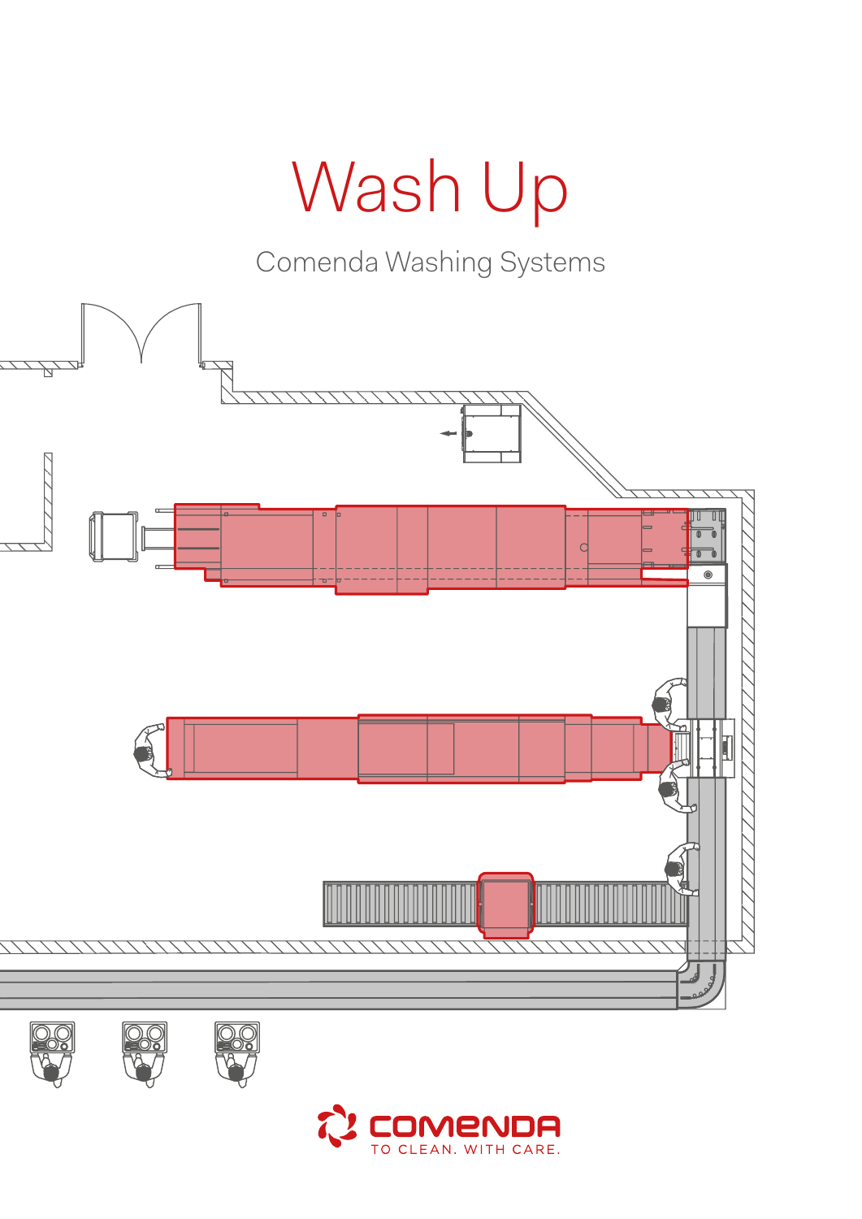# Wash Up

Comenda Washing Systems

COMENDA

TO CLEAN. WITH CARE.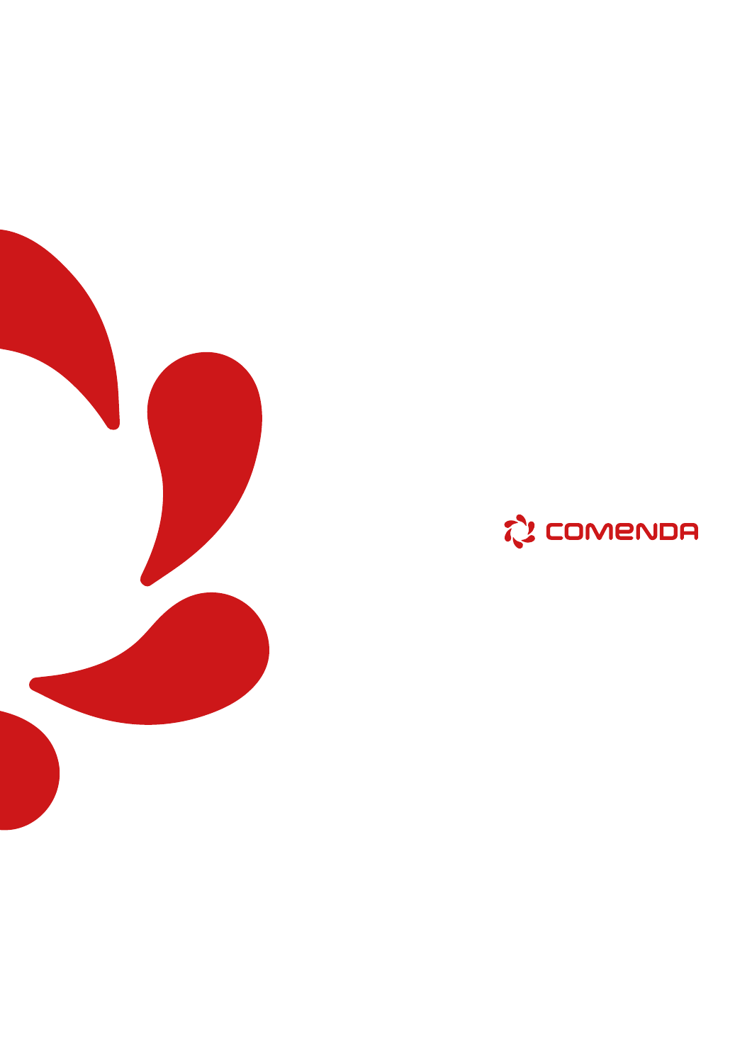COMENDA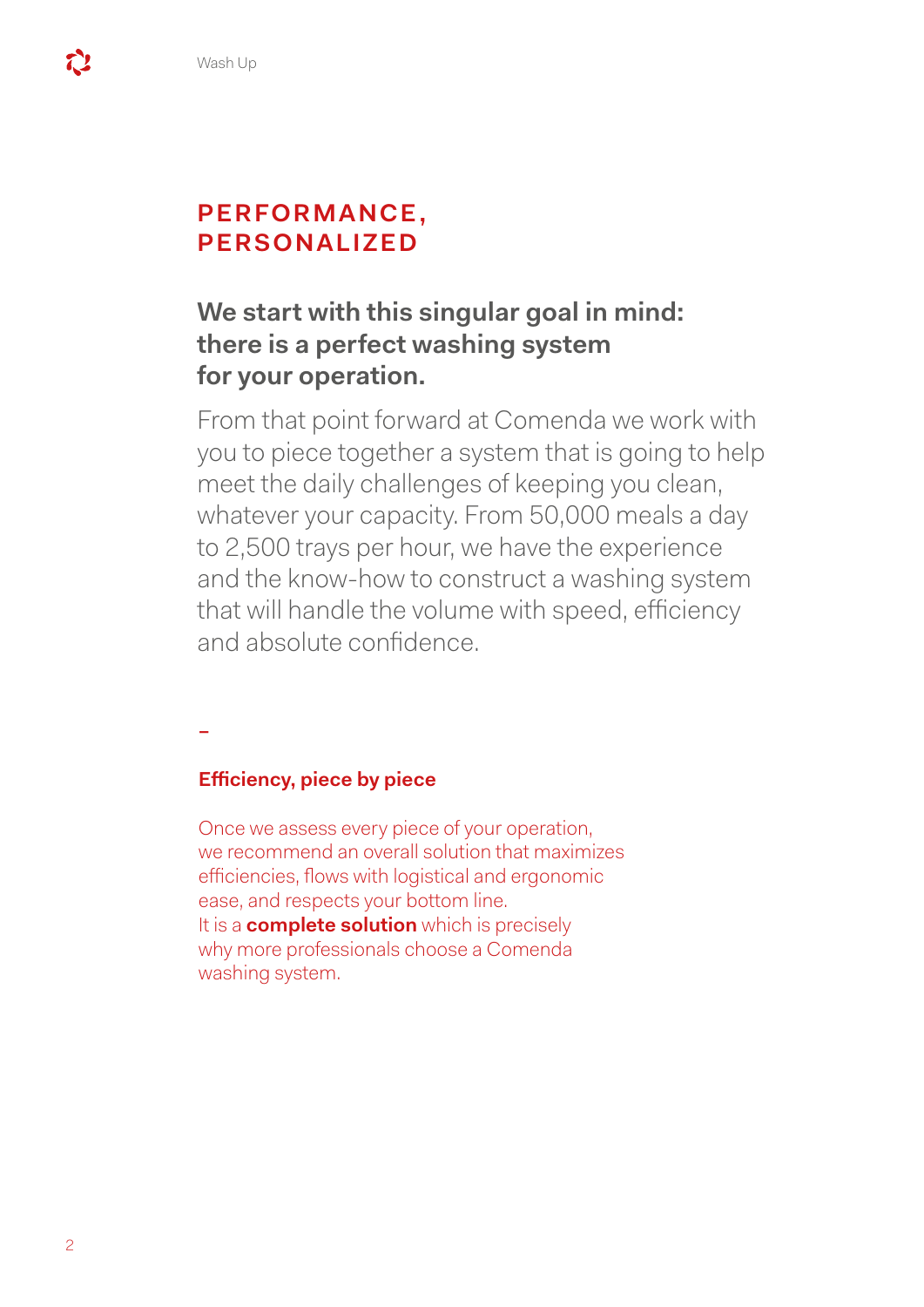# PERFORMANCE, PERSONALIZED

**We start with this singular goal in mind: there is a perfect washing system for your operation.**

From that point forward at Comenda we work with you to piece together a system that is going to help meet the daily challenges of keeping you clean, whatever your capacity. From 50,000 meals a day to 2,500 trays per hour, we have the experience and the know-how to construct a washing system that will handle the volume with speed, efficiency and absolute confidence.

–

## Efficiency, piece by piece

Once we assess every piece of your operation, we recommend an overall solution that maximizes efficiencies, flows with logistical and ergonomic ease, and respects your bottom line.
It is a **complete solution** which is precisely why more professionals choose a Comenda washing system.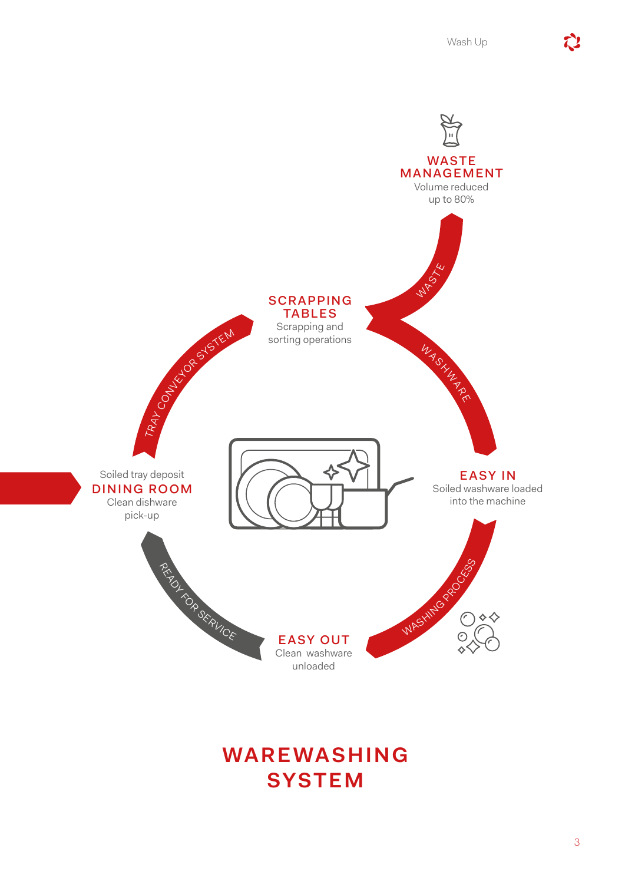**WASTE MANAGEMENT**
Volume reduced up to 80%

WASTE

**SCRAPPING TABLES**
Scrapping and sorting operations

WASHWARE

**EASY IN**
Soiled washware loaded into the machine

WASHING PROCESS

**EASY OUT**
Clean washware unloaded

READY FOR SERVICE

Soiled tray deposit
**DINING ROOM**
Clean dishware pick-up

TRAY CONVEYOR SYSTEM

# WAREWASHING SYSTEM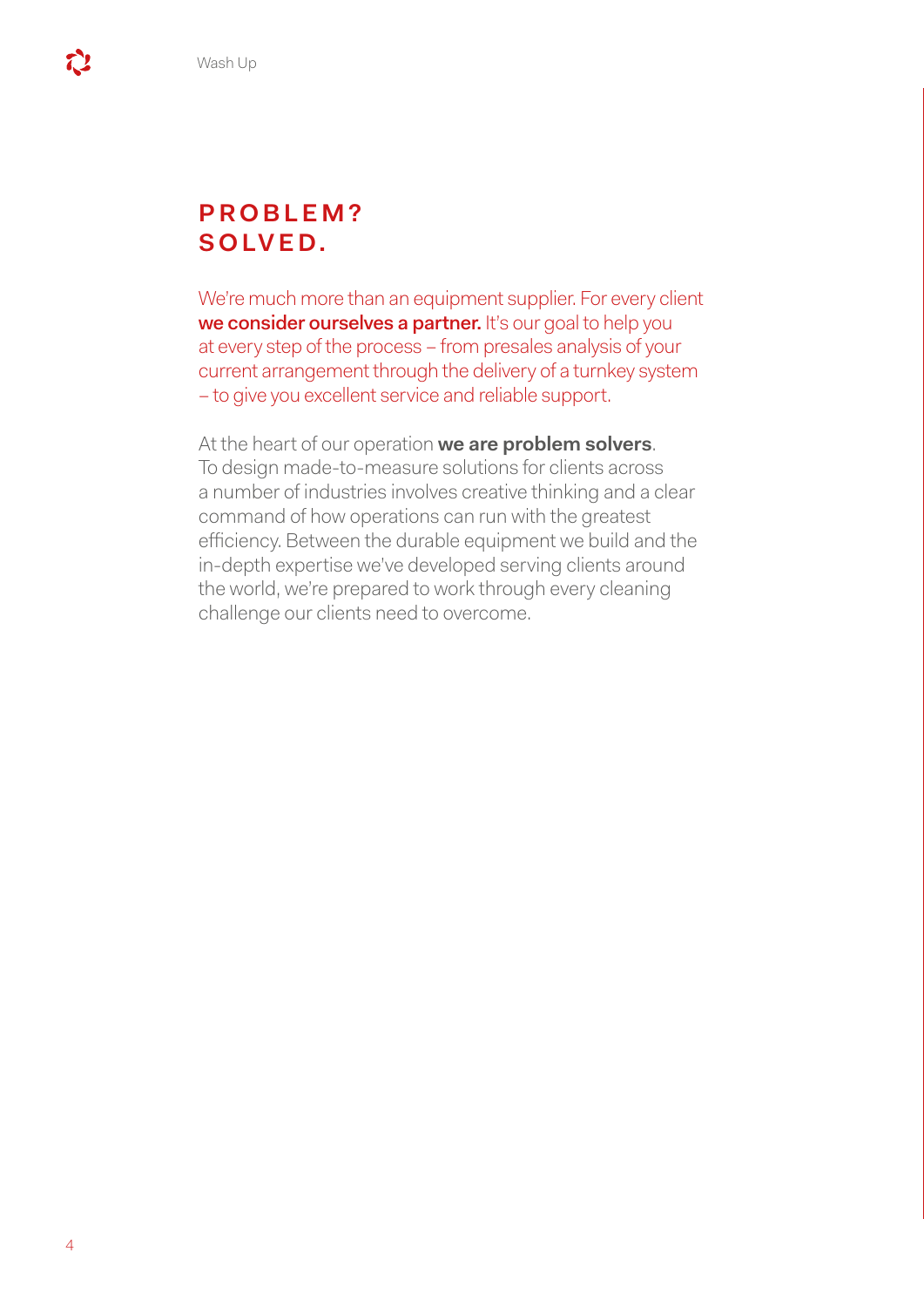# PROBLEM? SOLVED.

We're much more than an equipment supplier. For every client **we consider ourselves a partner.** It's our goal to help you at every step of the process – from presales analysis of your current arrangement through the delivery of a turnkey system – to give you excellent service and reliable support.

At the heart of our operation **we are problem solvers**. To design made-to-measure solutions for clients across a number of industries involves creative thinking and a clear command of how operations can run with the greatest efficiency. Between the durable equipment we build and the in-depth expertise we've developed serving clients around the world, we're prepared to work through every cleaning challenge our clients need to overcome.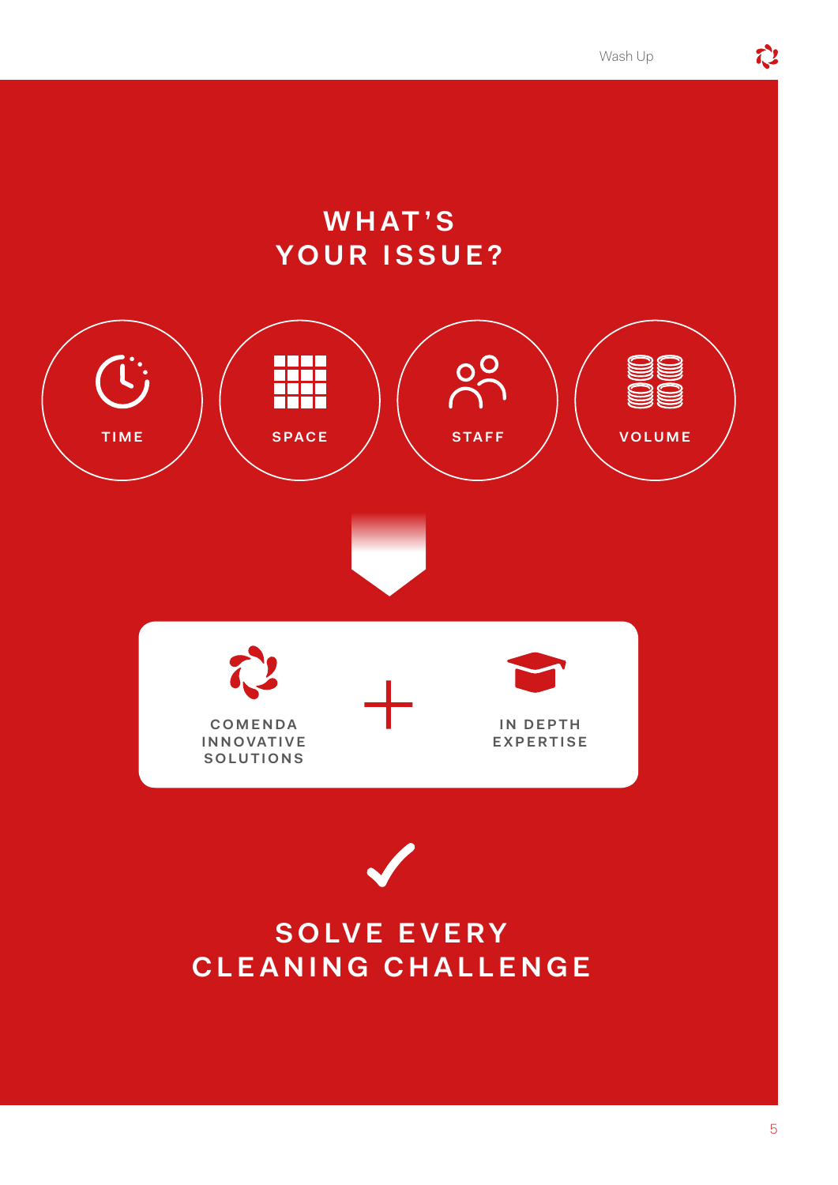# WHAT'S YOUR ISSUE?

TIME

SPACE

STAFF

VOLUME

COMENDA INNOVATIVE SOLUTIONS

+

IN DEPTH EXPERTISE

# SOLVE EVERY CLEANING CHALLENGE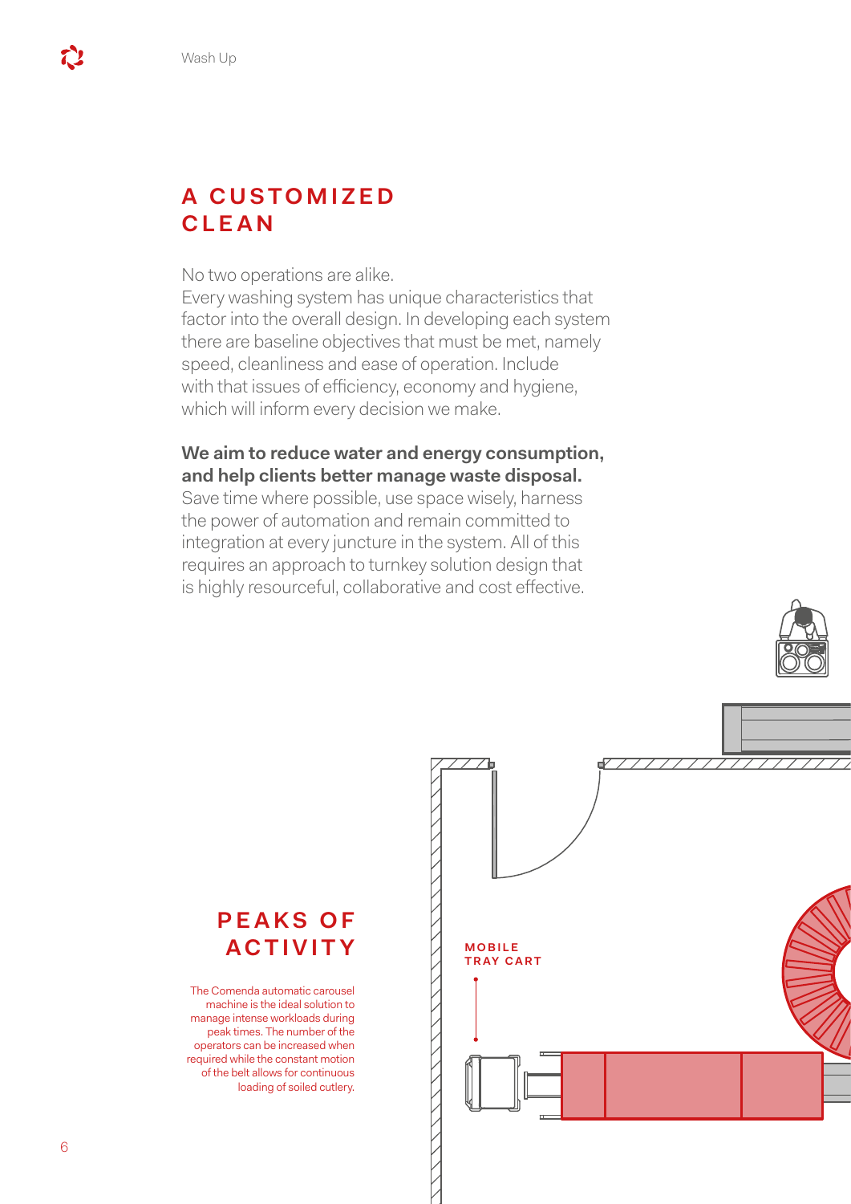## A CUSTOMIZED CLEAN

No two operations are alike.
Every washing system has unique characteristics that factor into the overall design. In developing each system there are baseline objectives that must be met, namely speed, cleanliness and ease of operation. Include with that issues of efficiency, economy and hygiene, which will inform every decision we make.

**We aim to reduce water and energy consumption, and help clients better manage waste disposal.**
Save time where possible, use space wisely, harness the power of automation and remain committed to integration at every juncture in the system. All of this requires an approach to turnkey solution design that is highly resourceful, collaborative and cost effective.

## PEAKS OF ACTIVITY

The Comenda automatic carousel machine is the ideal solution to manage intense workloads during peak times. The number of the operators can be increased when required while the constant motion of the belt allows for continuous loading of soiled cutlery.

MOBILE TRAY CART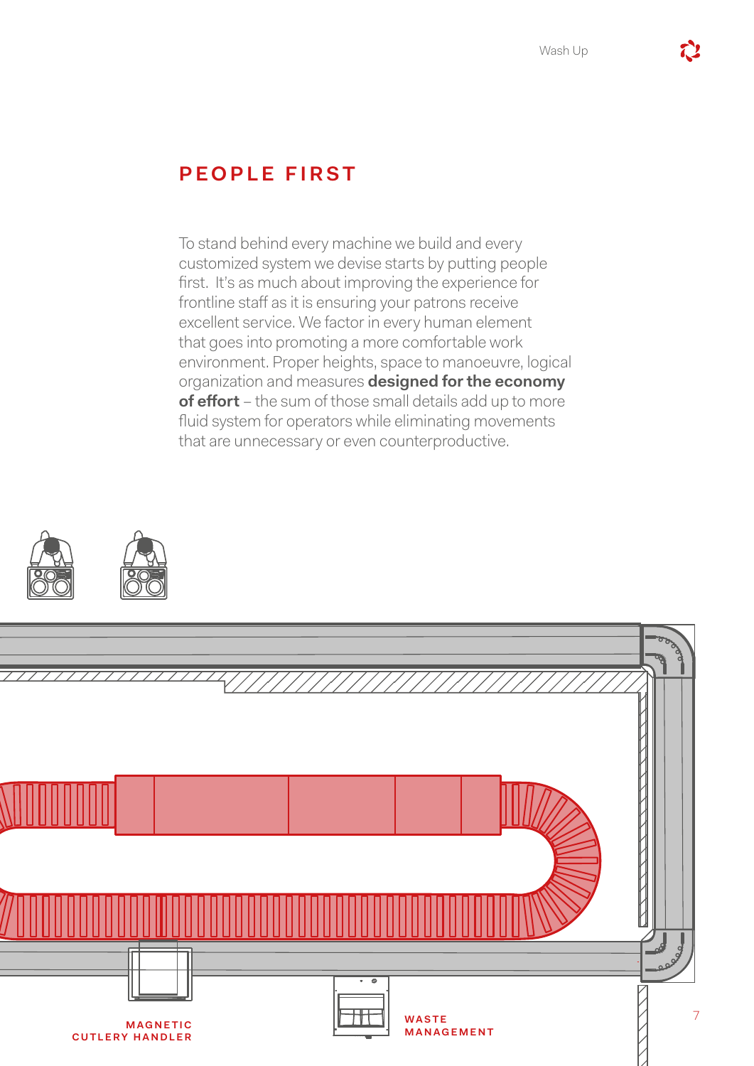## PEOPLE FIRST

To stand behind every machine we build and every customized system we devise starts by putting people first. It's as much about improving the experience for frontline staff as it is ensuring your patrons receive excellent service. We factor in every human element that goes into promoting a more comfortable work environment. Proper heights, space to manoeuvre, logical organization and measures **designed for the economy of effort** – the sum of those small details add up to more fluid system for operators while eliminating movements that are unnecessary or even counterproductive.

MAGNETIC CUTLERY HANDLER

WASTE MANAGEMENT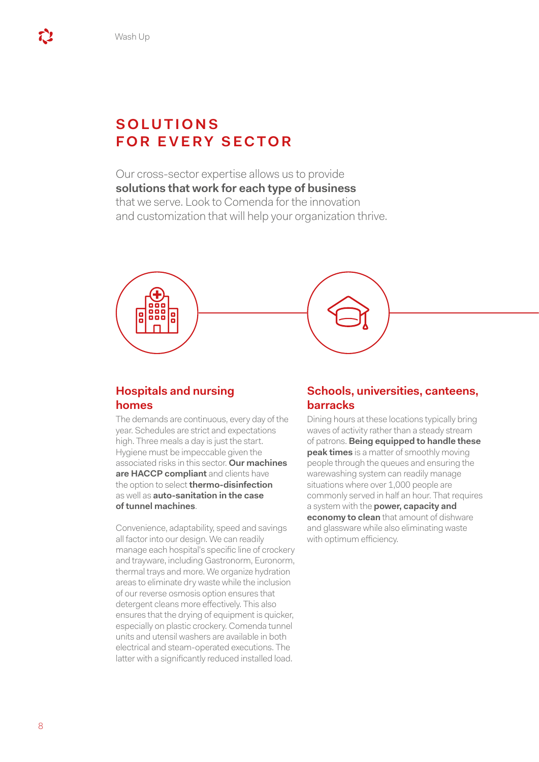# SOLUTIONS FOR EVERY SECTOR

Our cross-sector expertise allows us to provide **solutions that work for each type of business** that we serve. Look to Comenda for the innovation and customization that will help your organization thrive.

## Hospitals and nursing homes

The demands are continuous, every day of the year. Schedules are strict and expectations high. Three meals a day is just the start. Hygiene must be impeccable given the associated risks in this sector. **Our machines are HACCP compliant** and clients have the option to select **thermo-disinfection** as well as **auto-sanitation in the case of tunnel machines**.

Convenience, adaptability, speed and savings all factor into our design. We can readily manage each hospital's specific line of crockery and trayware, including Gastronorm, Euronorm, thermal trays and more. We organize hydration areas to eliminate dry waste while the inclusion of our reverse osmosis option ensures that detergent cleans more effectively. This also ensures that the drying of equipment is quicker, especially on plastic crockery. Comenda tunnel units and utensil washers are available in both electrical and steam-operated executions. The latter with a significantly reduced installed load.

## Schools, universities, canteens, barracks

Dining hours at these locations typically bring waves of activity rather than a steady stream of patrons. **Being equipped to handle these peak times** is a matter of smoothly moving people through the queues and ensuring the warewashing system can readily manage situations where over 1,000 people are commonly served in half an hour. That requires a system with the **power, capacity and economy to clean** that amount of dishware and glassware while also eliminating waste with optimum efficiency.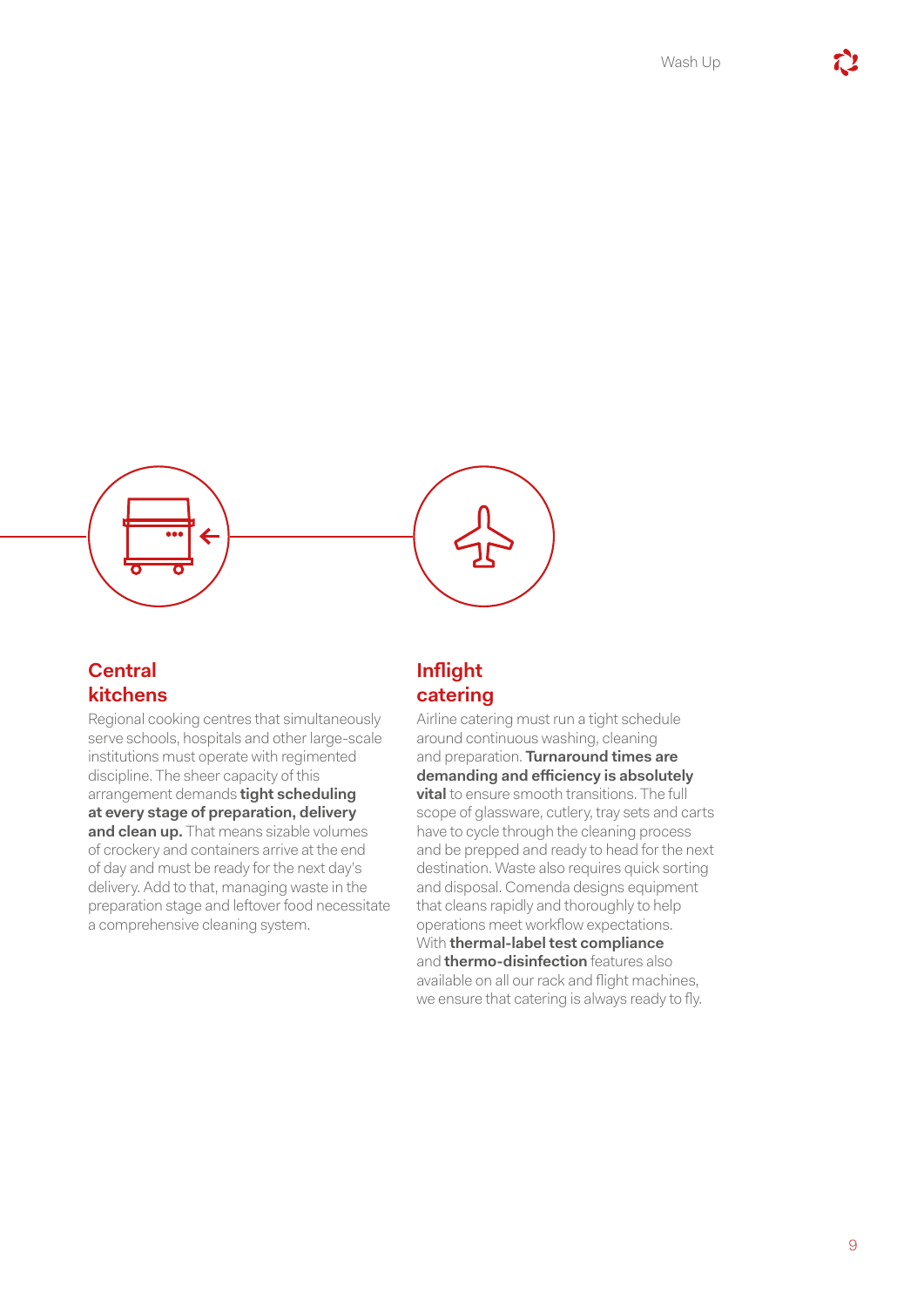## Central kitchens

Regional cooking centres that simultaneously serve schools, hospitals and other large-scale institutions must operate with regimented discipline. The sheer capacity of this arrangement demands **tight scheduling at every stage of preparation, delivery and clean up.** That means sizable volumes of crockery and containers arrive at the end of day and must be ready for the next day's delivery. Add to that, managing waste in the preparation stage and leftover food necessitate a comprehensive cleaning system.

## Inflight catering

Airline catering must run a tight schedule around continuous washing, cleaning and preparation. **Turnaround times are demanding and efficiency is absolutely vital** to ensure smooth transitions. The full scope of glassware, cutlery, tray sets and carts have to cycle through the cleaning process and be prepped and ready to head for the next destination. Waste also requires quick sorting and disposal. Comenda designs equipment that cleans rapidly and thoroughly to help operations meet workflow expectations. With **thermal-label test compliance** and **thermo-disinfection** features also available on all our rack and flight machines, we ensure that catering is always ready to fly.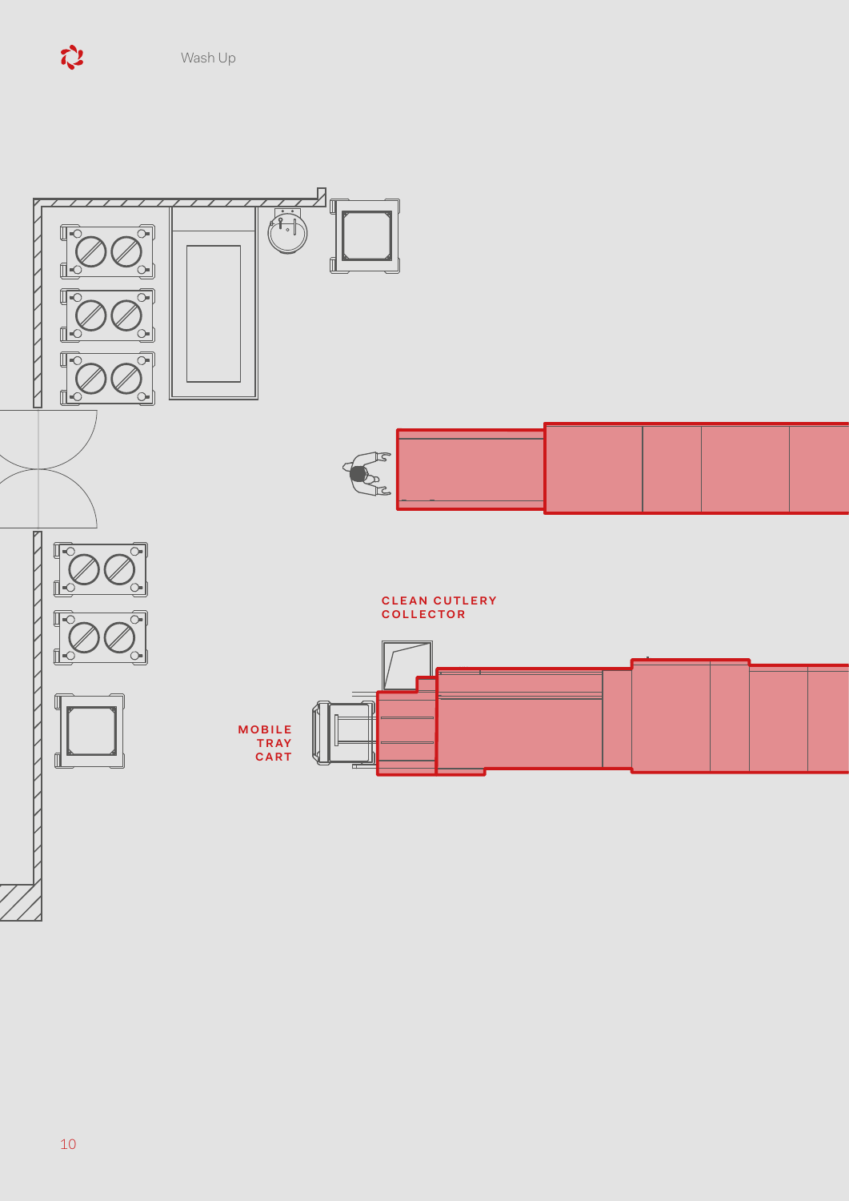Wash Up

CLEAN CUTLERY COLLECTOR

MOBILE TRAY CART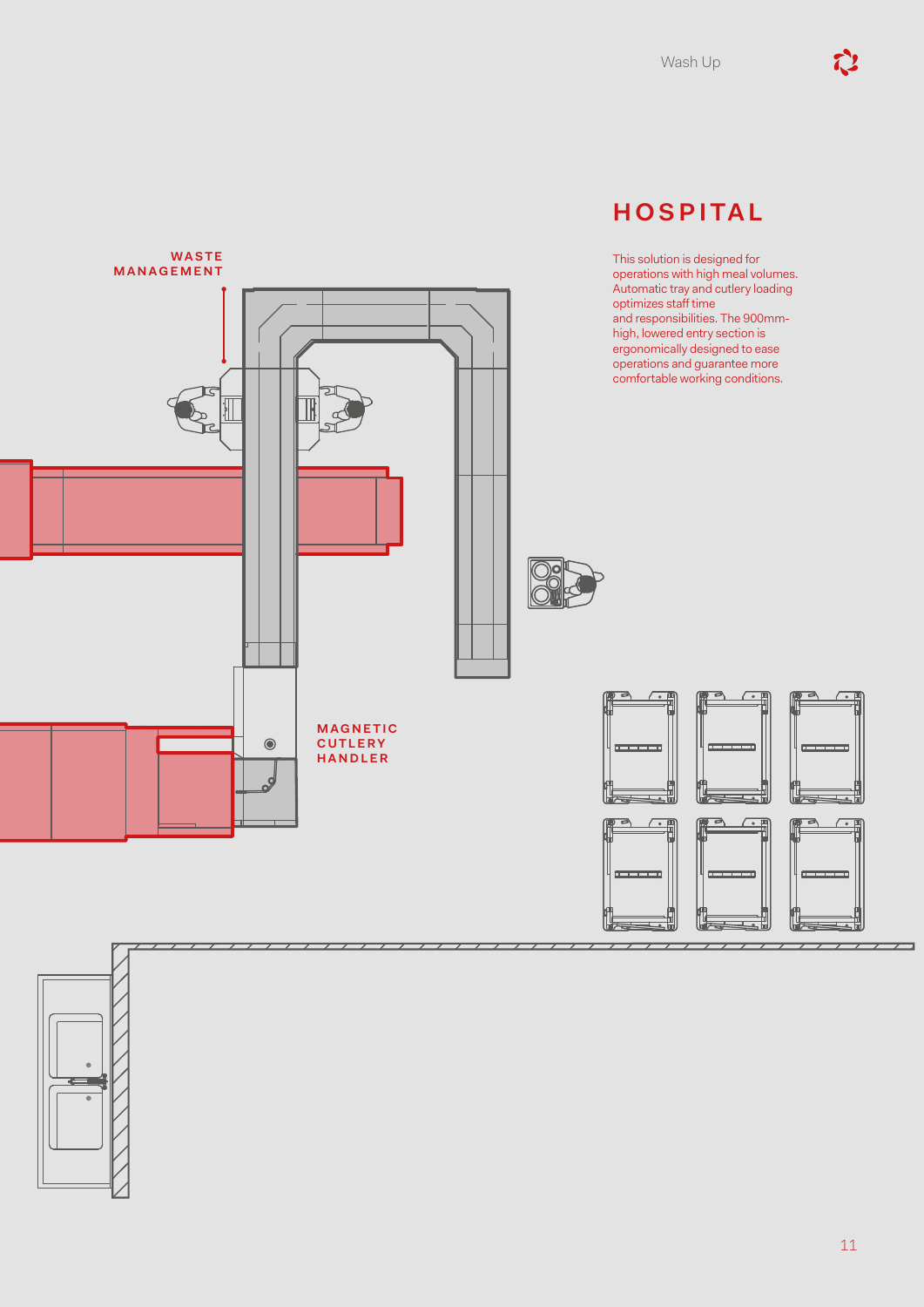# HOSPITAL

This solution is designed for operations with high meal volumes. Automatic tray and cutlery loading optimizes staff time and responsibilities. The 900mm-high, lowered entry section is ergonomically designed to ease operations and guarantee more comfortable working conditions.

WASTE MANAGEMENT

MAGNETIC CUTLERY HANDLER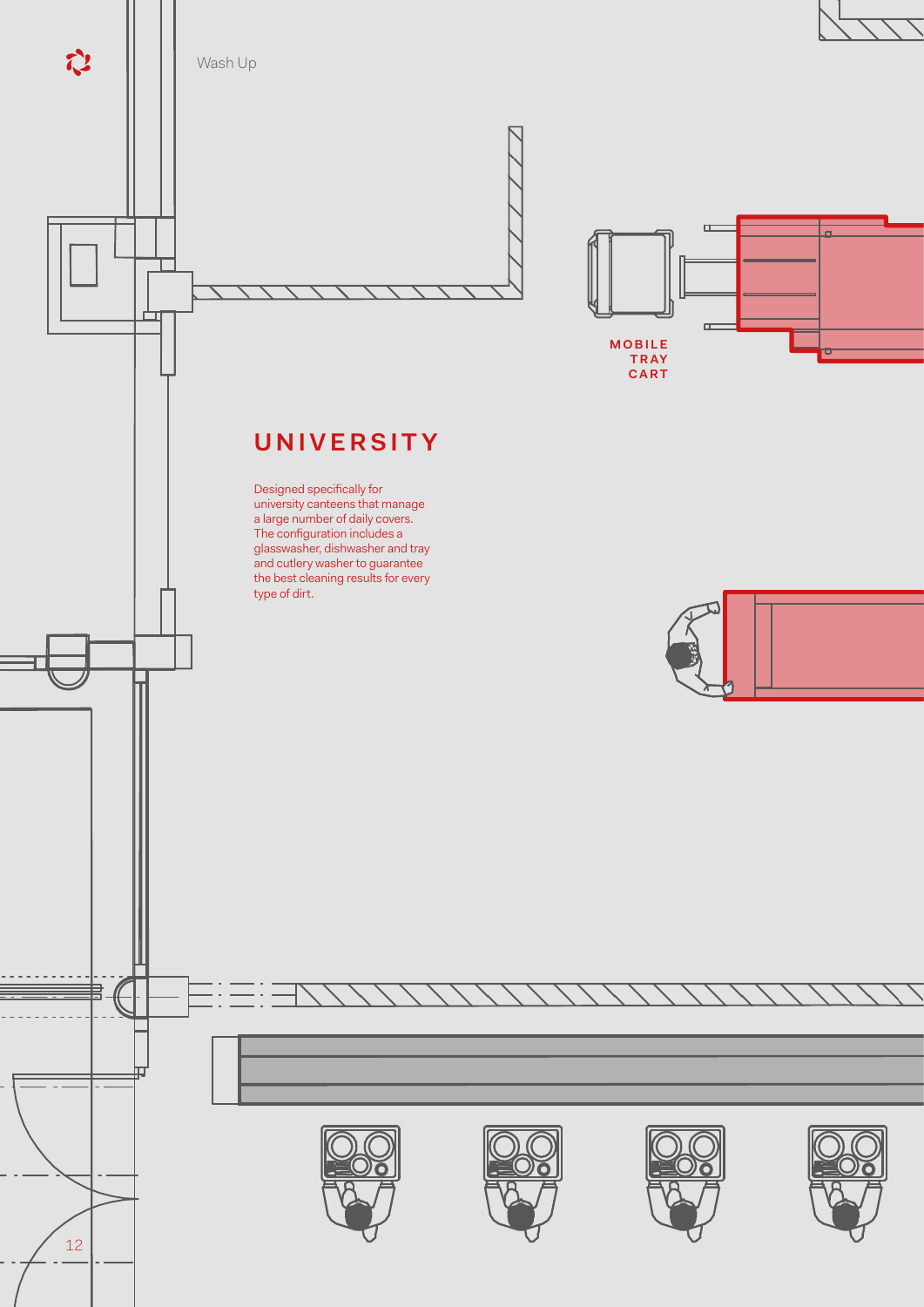MOBILE TRAY CART

# UNIVERSITY

Designed specifically for university canteens that manage a large number of daily covers. The configuration includes a glasswasher, dishwasher and tray and cutlery washer to guarantee the best cleaning results for every type of dirt.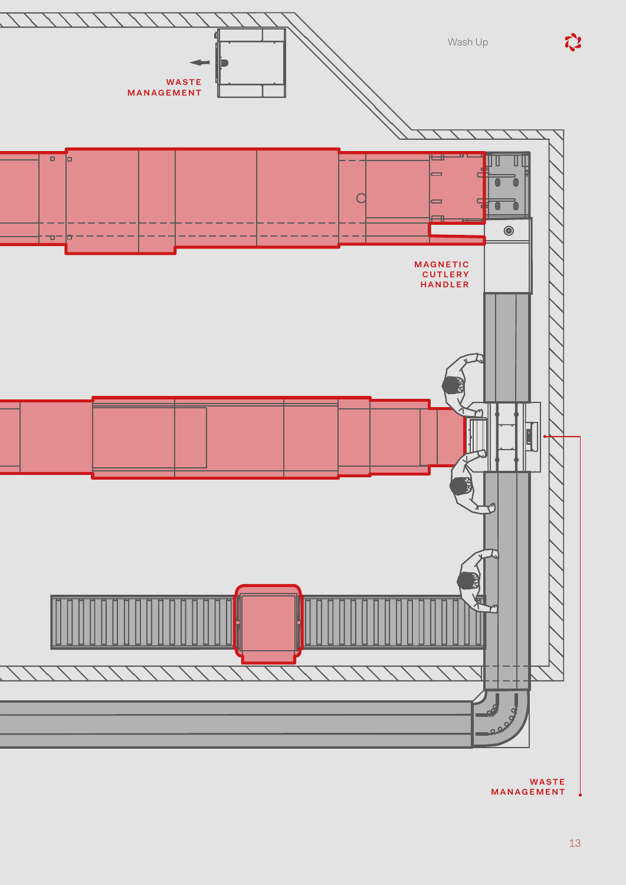WASTE MANAGEMENT

MAGNETIC CUTLERY HANDLER

WASTE MANAGEMENT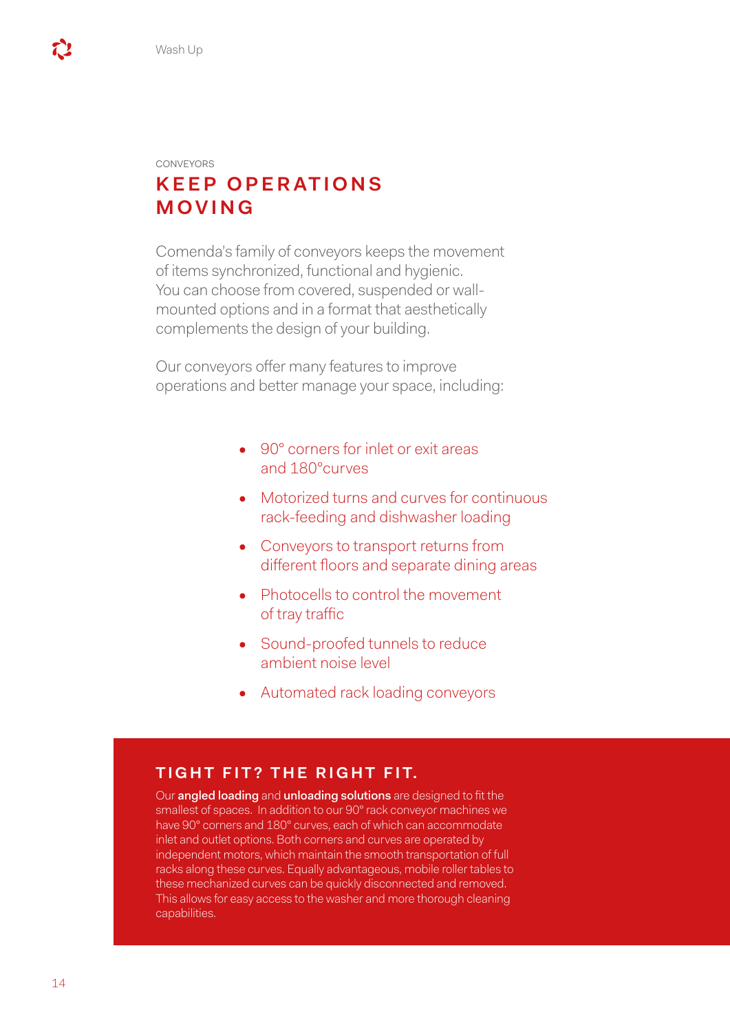CONVEYORS

# KEEP OPERATIONS MOVING

Comenda's family of conveyors keeps the movement of items synchronized, functional and hygienic. You can choose from covered, suspended or wall-mounted options and in a format that aesthetically complements the design of your building.

Our conveyors offer many features to improve operations and better manage your space, including:

- 90° corners for inlet or exit areas and 180°curves
- Motorized turns and curves for continuous rack-feeding and dishwasher loading
- Conveyors to transport returns from different floors and separate dining areas
- Photocells to control the movement of tray traffic
- Sound-proofed tunnels to reduce ambient noise level
- Automated rack loading conveyors

## TIGHT FIT? THE RIGHT FIT.

Our **angled loading** and **unloading solutions** are designed to fit the smallest of spaces. In addition to our 90° rack conveyor machines we have 90° corners and 180° curves, each of which can accommodate inlet and outlet options. Both corners and curves are operated by independent motors, which maintain the smooth transportation of full racks along these curves. Equally advantageous, mobile roller tables to these mechanized curves can be quickly disconnected and removed. This allows for easy access to the washer and more thorough cleaning capabilities.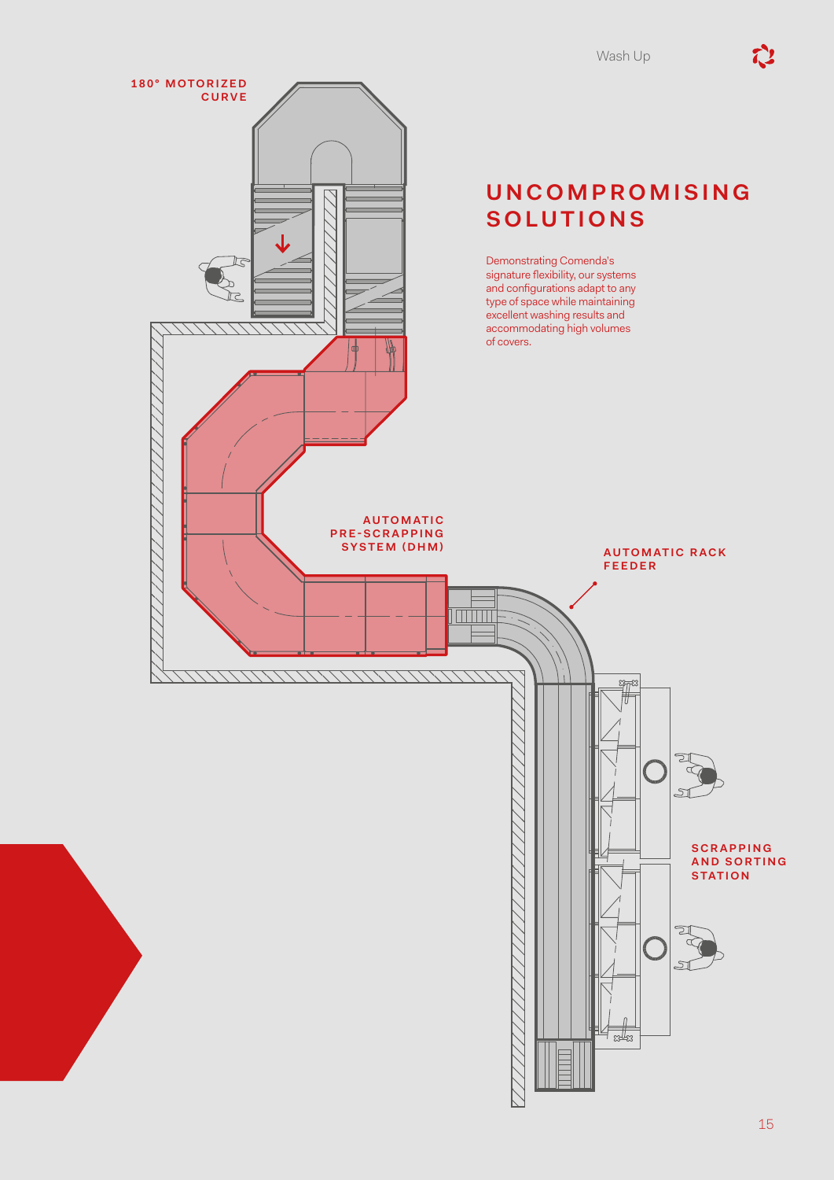## UNCOMPROMISING SOLUTIONS

Demonstrating Comenda's signature flexibility, our systems and configurations adapt to any type of space while maintaining excellent washing results and accommodating high volumes of covers.

180° MOTORIZED CURVE

AUTOMATIC PRE-SCRAPPING SYSTEM (DHM)

AUTOMATIC RACK FEEDER

SCRAPPING AND SORTING STATION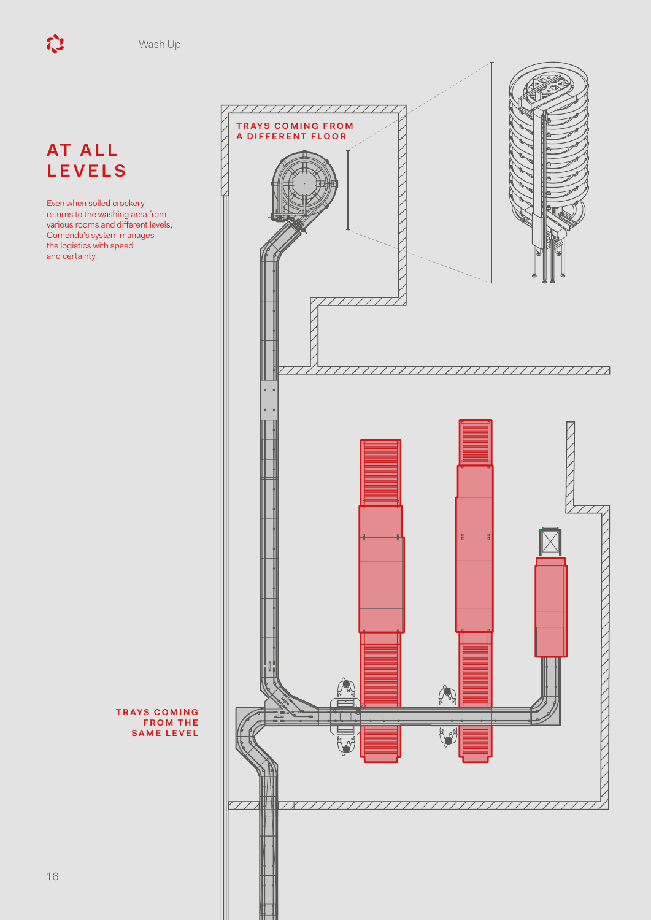# AT ALL LEVELS

Even when soiled crockery returns to the washing area from various rooms and different levels, Comenda's system manages the logistics with speed and certainty.

TRAYS COMING FROM A DIFFERENT FLOOR

TRAYS COMING FROM THE SAME LEVEL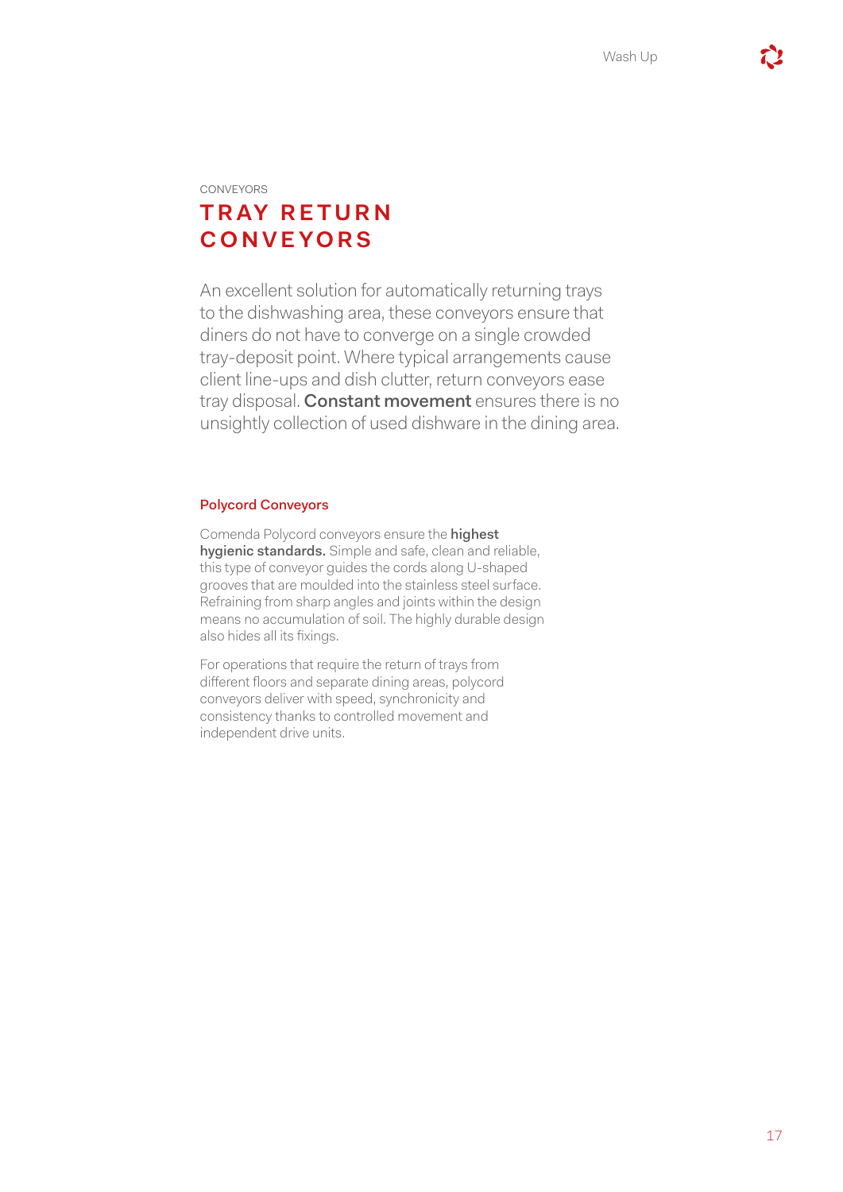CONVEYORS

# TRAY RETURN CONVEYORS

An excellent solution for automatically returning trays to the dishwashing area, these conveyors ensure that diners do not have to converge on a single crowded tray-deposit point. Where typical arrangements cause client line-ups and dish clutter, return conveyors ease tray disposal. **Constant movement** ensures there is no unsightly collection of used dishware in the dining area.

## Polycord Conveyors

Comenda Polycord conveyors ensure the **highest hygienic standards.** Simple and safe, clean and reliable, this type of conveyor guides the cords along U-shaped grooves that are moulded into the stainless steel surface. Refraining from sharp angles and joints within the design means no accumulation of soil. The highly durable design also hides all its fixings.

For operations that require the return of trays from different floors and separate dining areas, polycord conveyors deliver with speed, synchronicity and consistency thanks to controlled movement and independent drive units.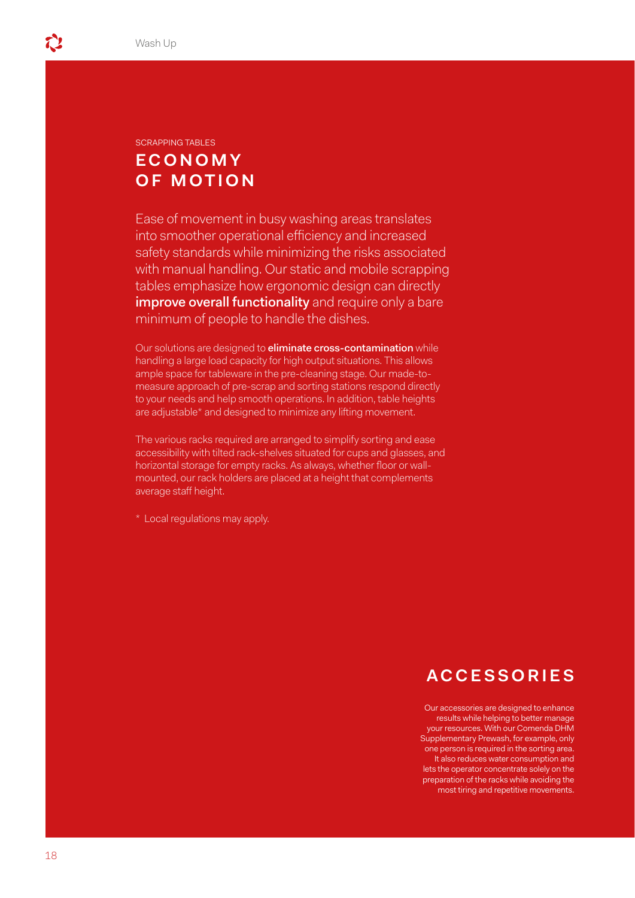SCRAPPING TABLES

# ECONOMY OF MOTION

Ease of movement in busy washing areas translates into smoother operational efficiency and increased safety standards while minimizing the risks associated with manual handling. Our static and mobile scrapping tables emphasize how ergonomic design can directly **improve overall functionality** and require only a bare minimum of people to handle the dishes.

Our solutions are designed to **eliminate cross-contamination** while handling a large load capacity for high output situations. This allows ample space for tableware in the pre-cleaning stage. Our made-to-measure approach of pre-scrap and sorting stations respond directly to your needs and help smooth operations. In addition, table heights are adjustable* and designed to minimize any lifting movement.

The various racks required are arranged to simplify sorting and ease accessibility with tilted rack-shelves situated for cups and glasses, and horizontal storage for empty racks. As always, whether floor or wall-mounted, our rack holders are placed at a height that complements average staff height.

* Local regulations may apply.

# ACCESSORIES

Our accessories are designed to enhance results while helping to better manage your resources. With our Comenda DHM Supplementary Prewash, for example, only one person is required in the sorting area. It also reduces water consumption and lets the operator concentrate solely on the preparation of the racks while avoiding the most tiring and repetitive movements.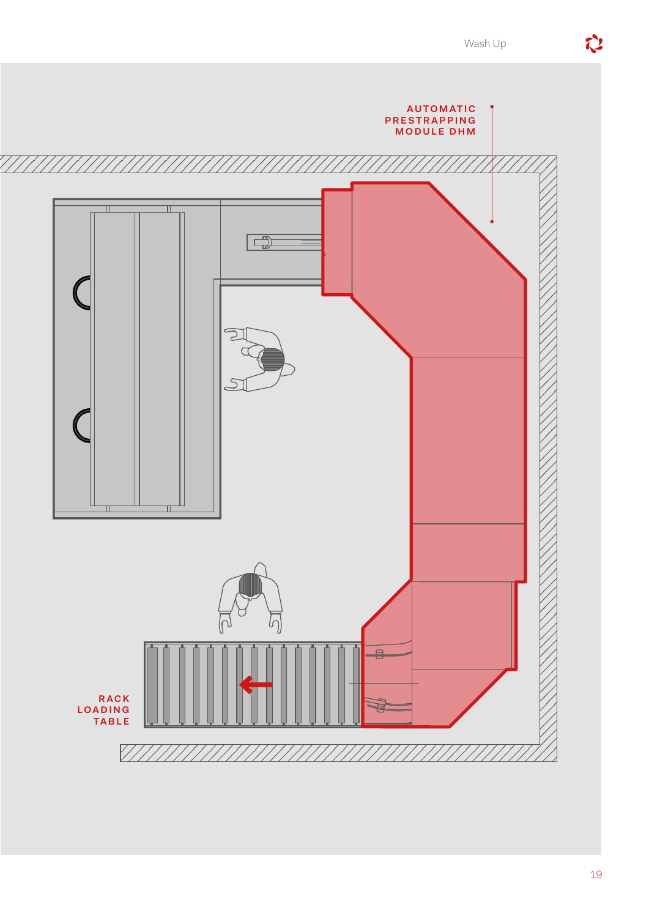AUTOMATIC PRESTRAPPING MODULE DHM

RACK LOADING TABLE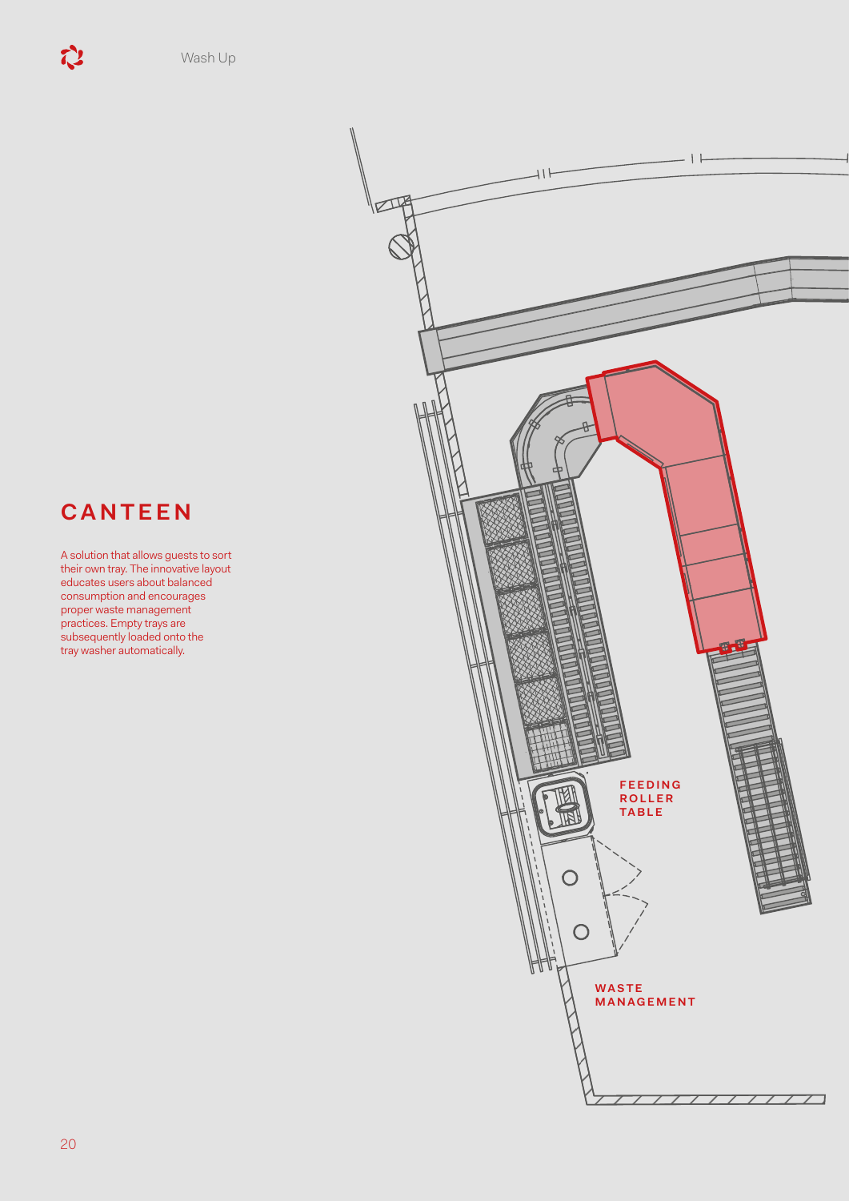# CANTEEN

A solution that allows guests to sort their own tray. The innovative layout educates users about balanced consumption and encourages proper waste management practices. Empty trays are subsequently loaded onto the tray washer automatically.

FEEDING ROLLER TABLE

WASTE MANAGEMENT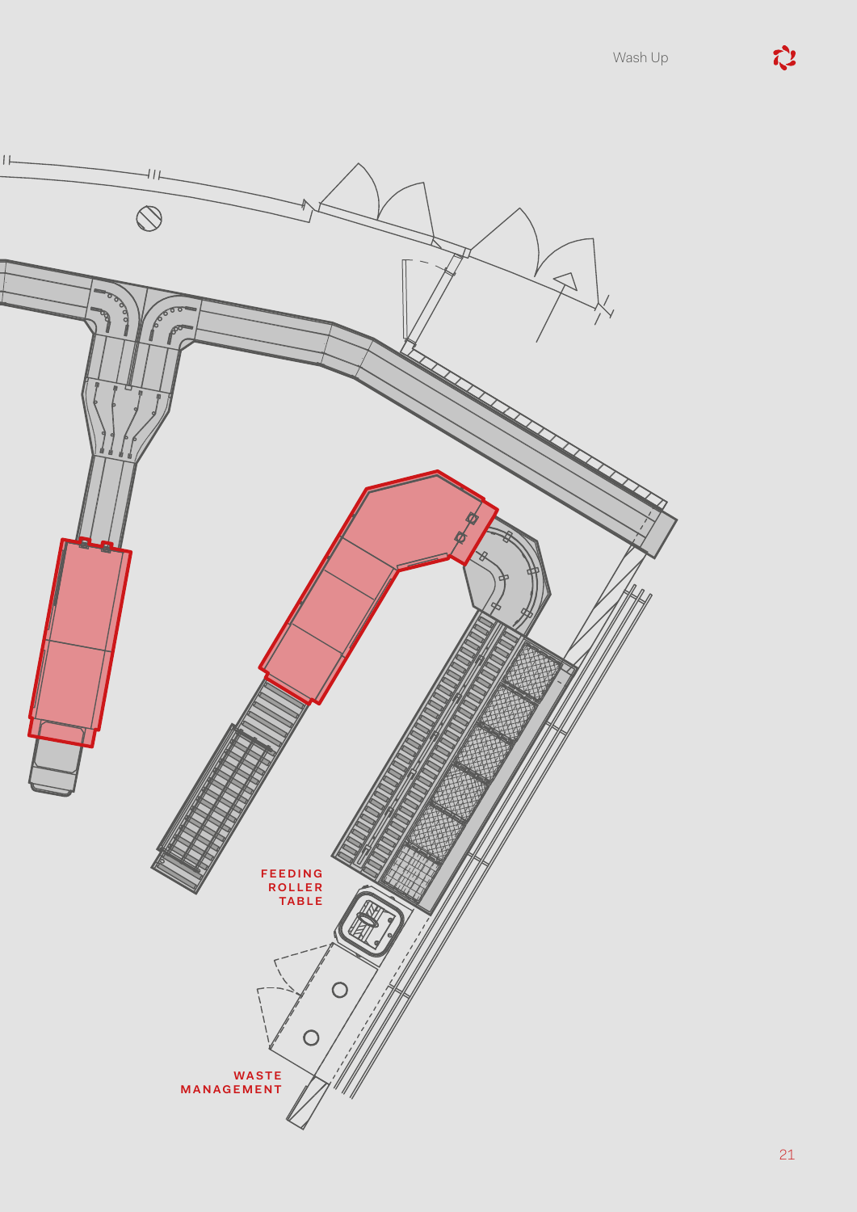FEEDING ROLLER TABLE

WASTE MANAGEMENT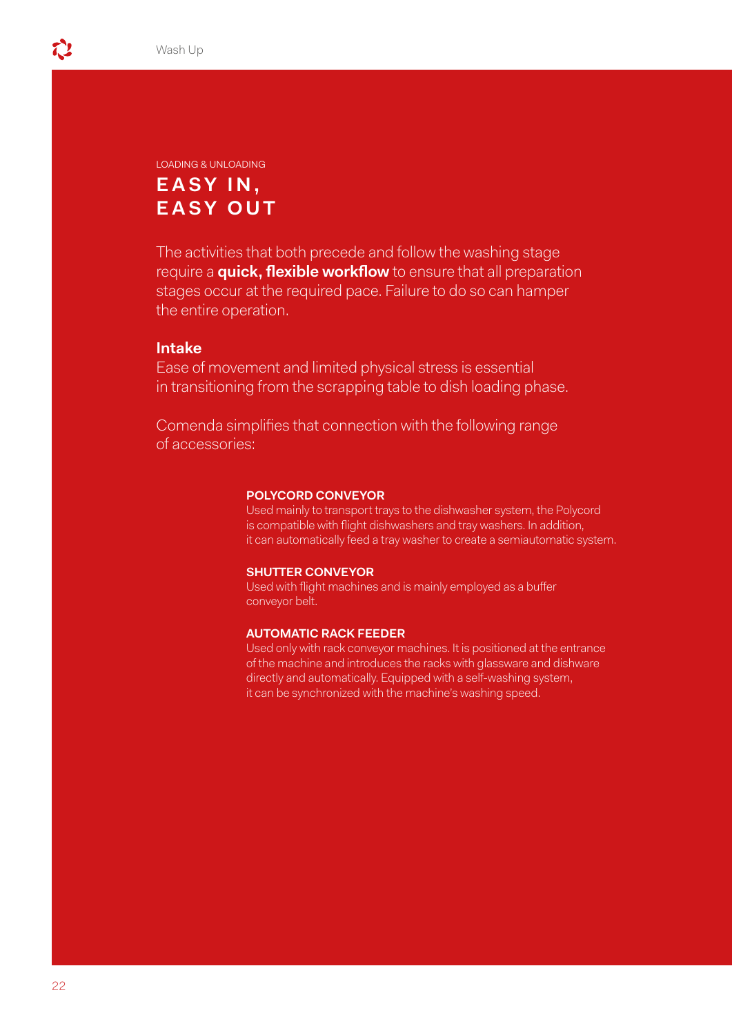LOADING & UNLOADING

# EASY IN, EASY OUT

The activities that both precede and follow the washing stage require a **quick, flexible workflow** to ensure that all preparation stages occur at the required pace. Failure to do so can hamper the entire operation.

**Intake**

Ease of movement and limited physical stress is essential in transitioning from the scrapping table to dish loading phase.

Comenda simplifies that connection with the following range of accessories:

**POLYCORD CONVEYOR**

Used mainly to transport trays to the dishwasher system, the Polycord is compatible with flight dishwashers and tray washers. In addition, it can automatically feed a tray washer to create a semiautomatic system.

**SHUTTER CONVEYOR**

Used with flight machines and is mainly employed as a buffer conveyor belt.

**AUTOMATIC RACK FEEDER**

Used only with rack conveyor machines. It is positioned at the entrance of the machine and introduces the racks with glassware and dishware directly and automatically. Equipped with a self-washing system, it can be synchronized with the machine's washing speed.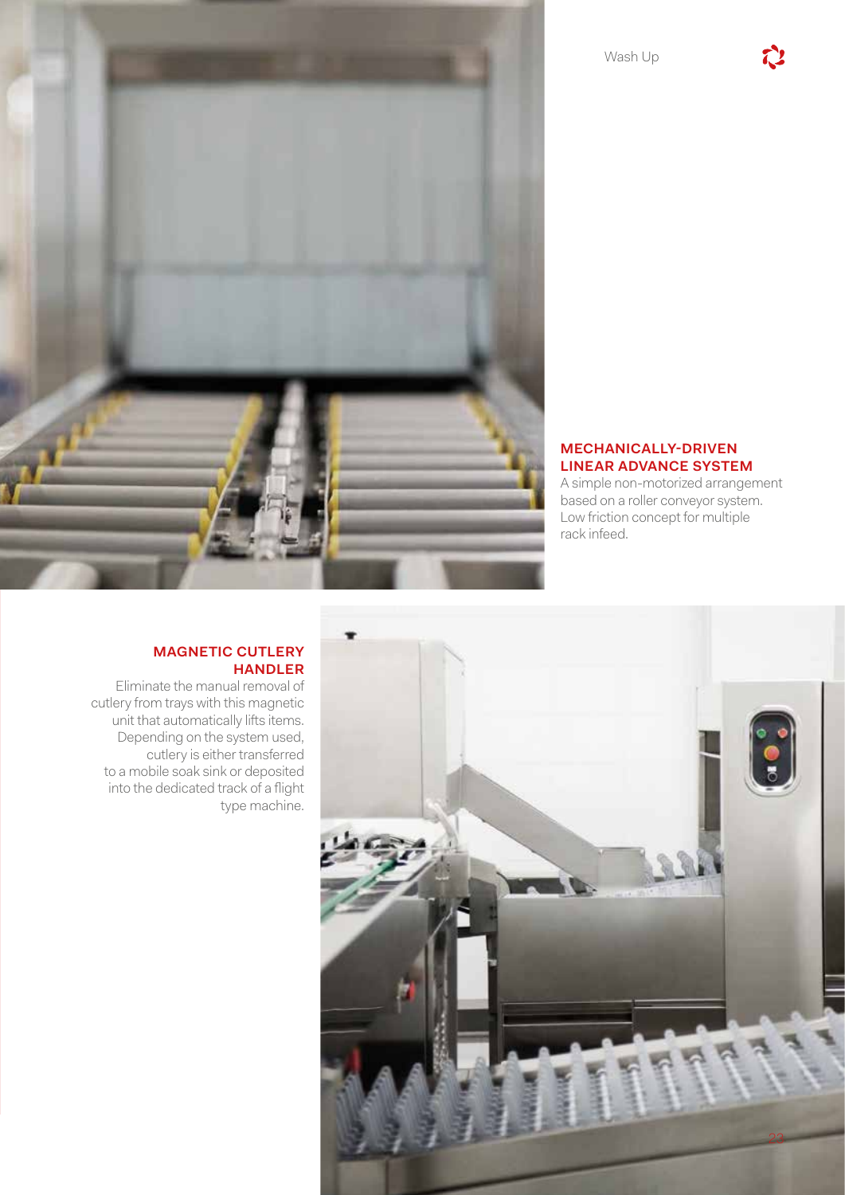## MECHANICALLY-DRIVEN LINEAR ADVANCE SYSTEM

A simple non-motorized arrangement based on a roller conveyor system. Low friction concept for multiple rack infeed.

## MAGNETIC CUTLERY HANDLER

Eliminate the manual removal of cutlery from trays with this magnetic unit that automatically lifts items. Depending on the system used, cutlery is either transferred to a mobile soak sink or deposited into the dedicated track of a flight type machine.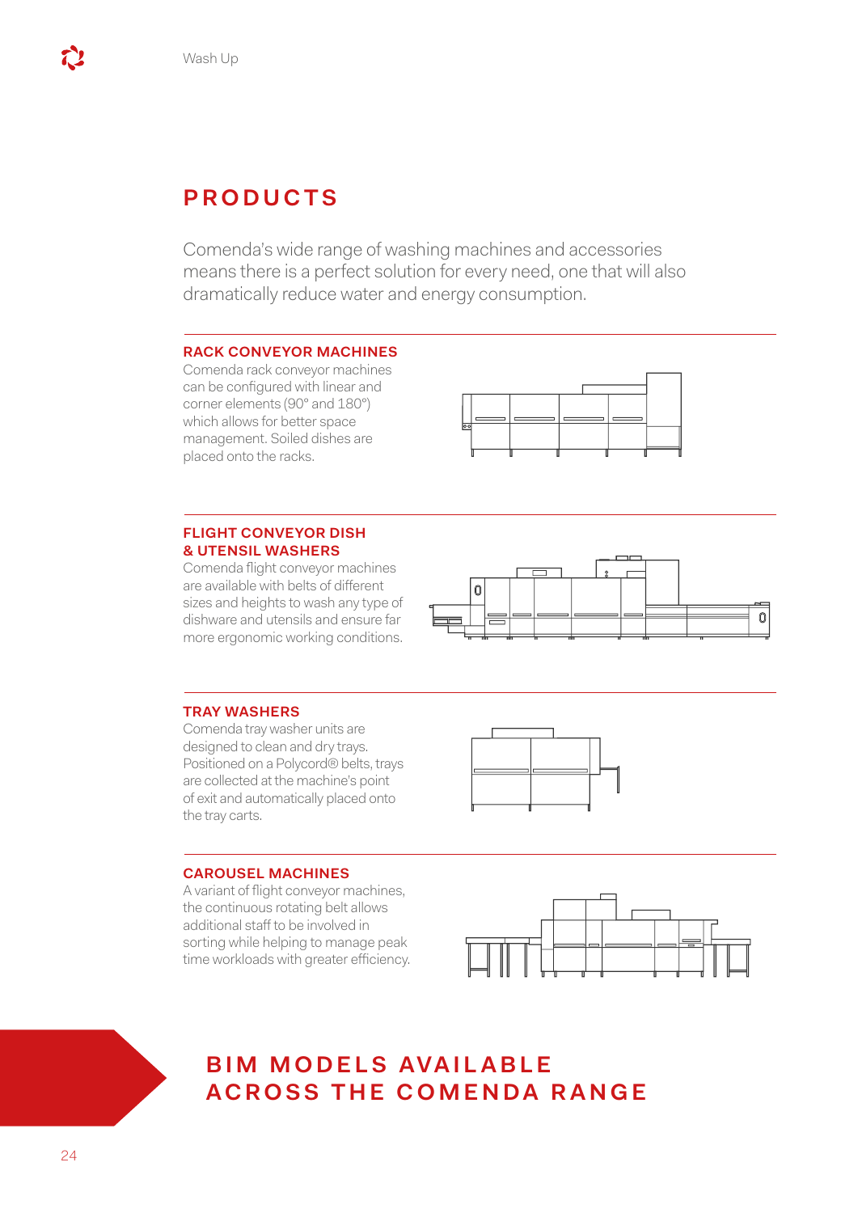# PRODUCTS

Comenda's wide range of washing machines and accessories means there is a perfect solution for every need, one that will also dramatically reduce water and energy consumption.

## RACK CONVEYOR MACHINES

Comenda rack conveyor machines can be configured with linear and corner elements (90° and 180°) which allows for better space management. Soiled dishes are placed onto the racks.

## FLIGHT CONVEYOR DISH & UTENSIL WASHERS

Comenda flight conveyor machines are available with belts of different sizes and heights to wash any type of dishware and utensils and ensure far more ergonomic working conditions.

## TRAY WASHERS

Comenda tray washer units are designed to clean and dry trays. Positioned on a Polycord® belts, trays are collected at the machine's point of exit and automatically placed onto the tray carts.

## CAROUSEL MACHINES

A variant of flight conveyor machines, the continuous rotating belt allows additional staff to be involved in sorting while helping to manage peak time workloads with greater efficiency.

# BIM MODELS AVAILABLE ACROSS THE COMENDA RANGE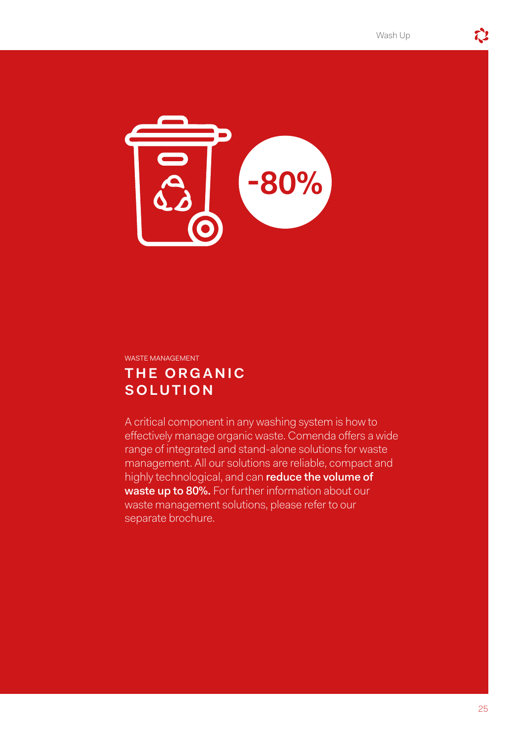-80%

WASTE MANAGEMENT

## THE ORGANIC SOLUTION

A critical component in any washing system is how to effectively manage organic waste. Comenda offers a wide range of integrated and stand-alone solutions for waste management. All our solutions are reliable, compact and highly technological, and can **reduce the volume of waste up to 80%.** For further information about our waste management solutions, please refer to our separate brochure.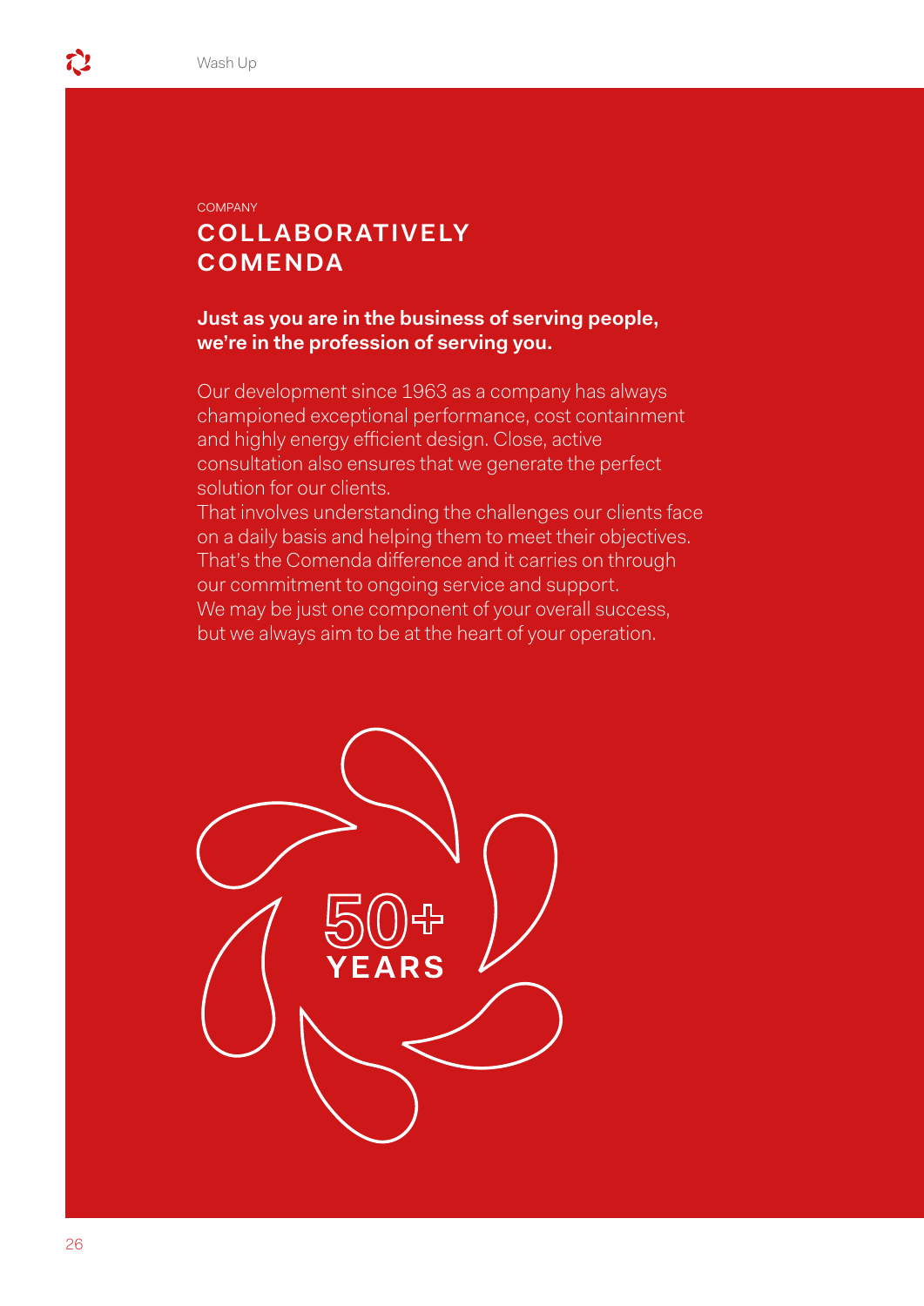COMPANY

## COLLABORATIVELY COMENDA

**Just as you are in the business of serving people, we're in the profession of serving you.**

Our development since 1963 as a company has always championed exceptional performance, cost containment and highly energy efficient design. Close, active consultation also ensures that we generate the perfect solution for our clients.
That involves understanding the challenges our clients face on a daily basis and helping them to meet their objectives. That's the Comenda difference and it carries on through our commitment to ongoing service and support.
We may be just one component of your overall success, but we always aim to be at the heart of your operation.

50+ YEARS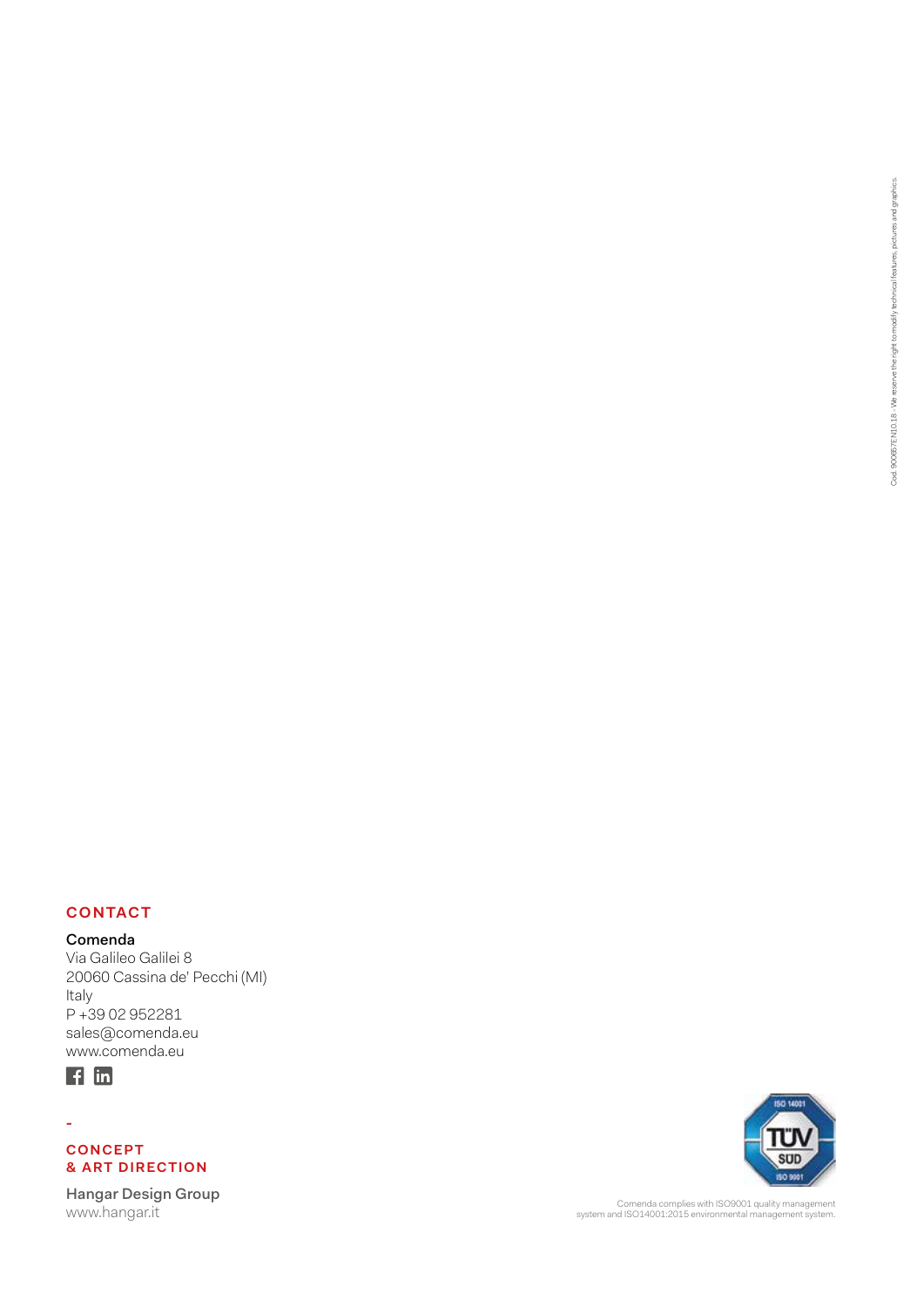## CONTACT

**Comenda**
Via Galileo Galilei 8
20060 Cassina de' Pecchi (MI)
Italy
P +39 02 952281
sales@comenda.eu
www.comenda.eu

-

## CONCEPT & ART DIRECTION

**Hangar Design Group**
www.hangar.it

Comenda complies with ISO9001 quality management system and ISO14001:2015 environmental management system.

Cod. 900657EN10.18 - We reserve the right to modify technical features, pictures and graphics.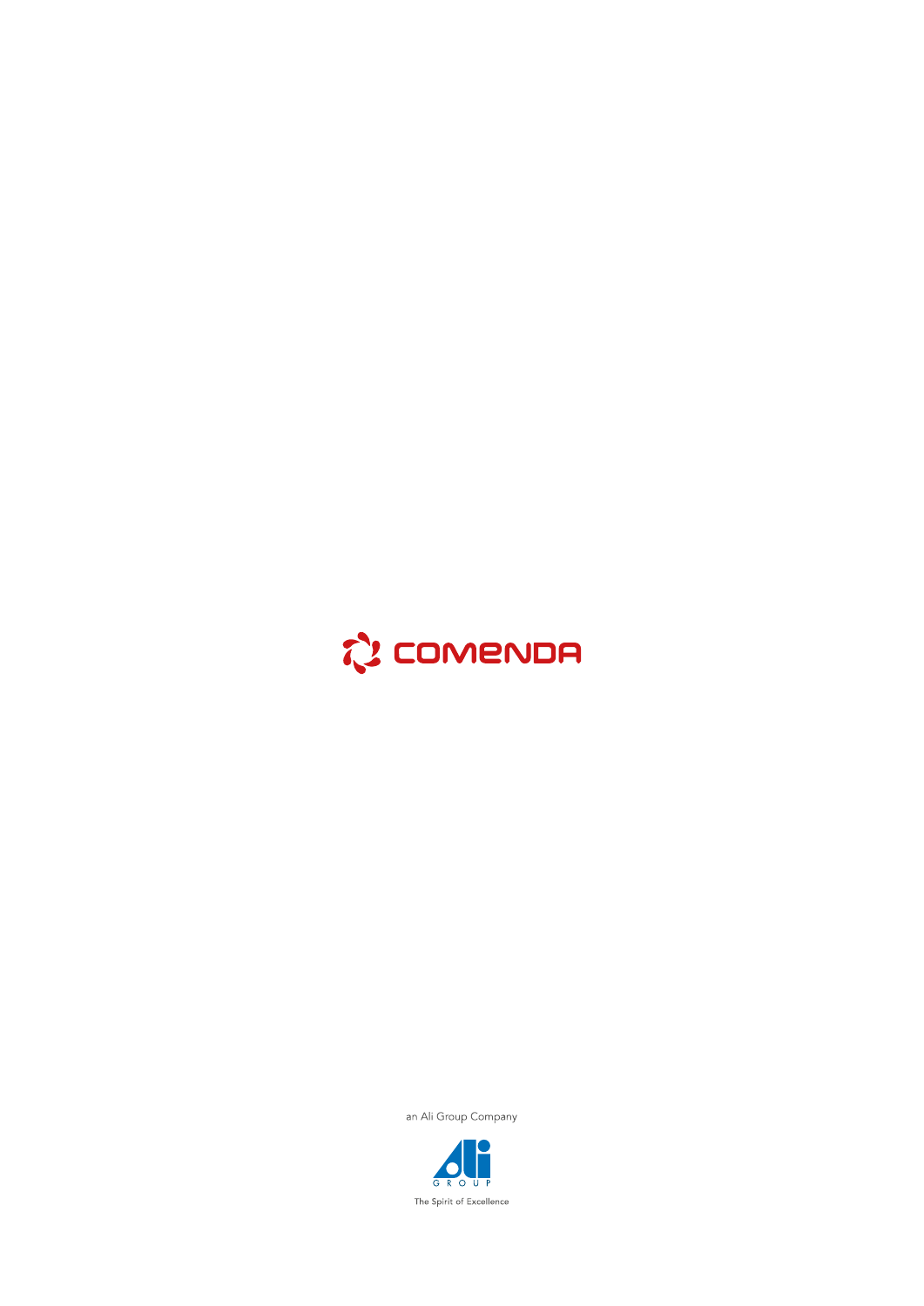COMENDA

an Ali Group Company

GROUP

The Spirit of Excellence